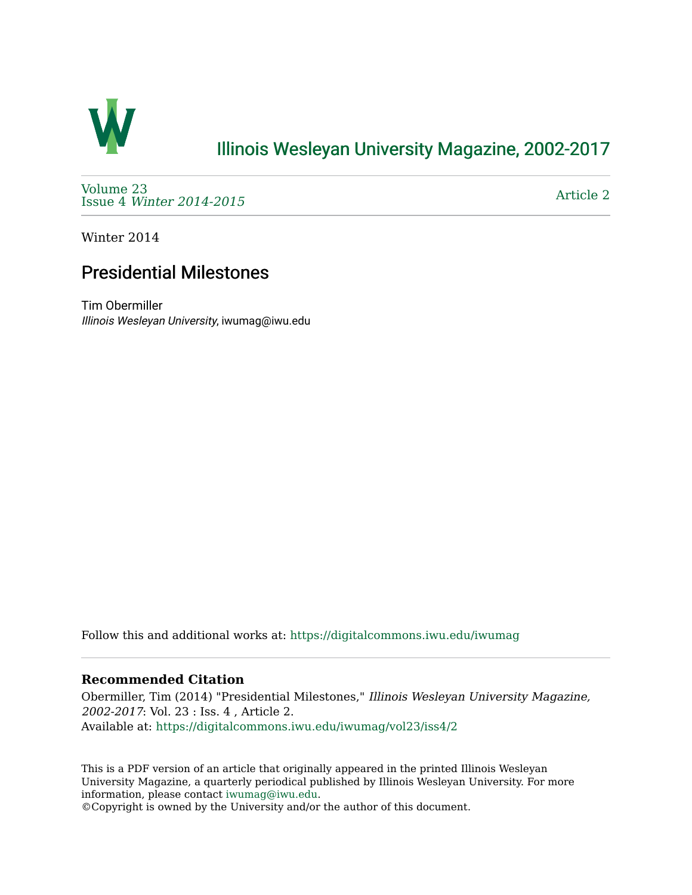Illinois Wesleyan University Magazine, 2002-2017

Volume 23
Issue 4 *Winter 2014-2015*

Article 2

Winter 2014

# Presidential Milestones

Tim Obermiller
*Illinois Wesleyan University*, iwumag@iwu.edu

Follow this and additional works at: https://digitalcommons.iwu.edu/iwumag

### Recommended Citation

Obermiller, Tim (2014) "Presidential Milestones," *Illinois Wesleyan University Magazine, 2002-2017*: Vol. 23 : Iss. 4 , Article 2.
Available at: https://digitalcommons.iwu.edu/iwumag/vol23/iss4/2

This is a PDF version of an article that originally appeared in the printed Illinois Wesleyan University Magazine, a quarterly periodical published by Illinois Wesleyan University. For more information, please contact iwumag@iwu.edu.
©Copyright is owned by the University and/or the author of this document.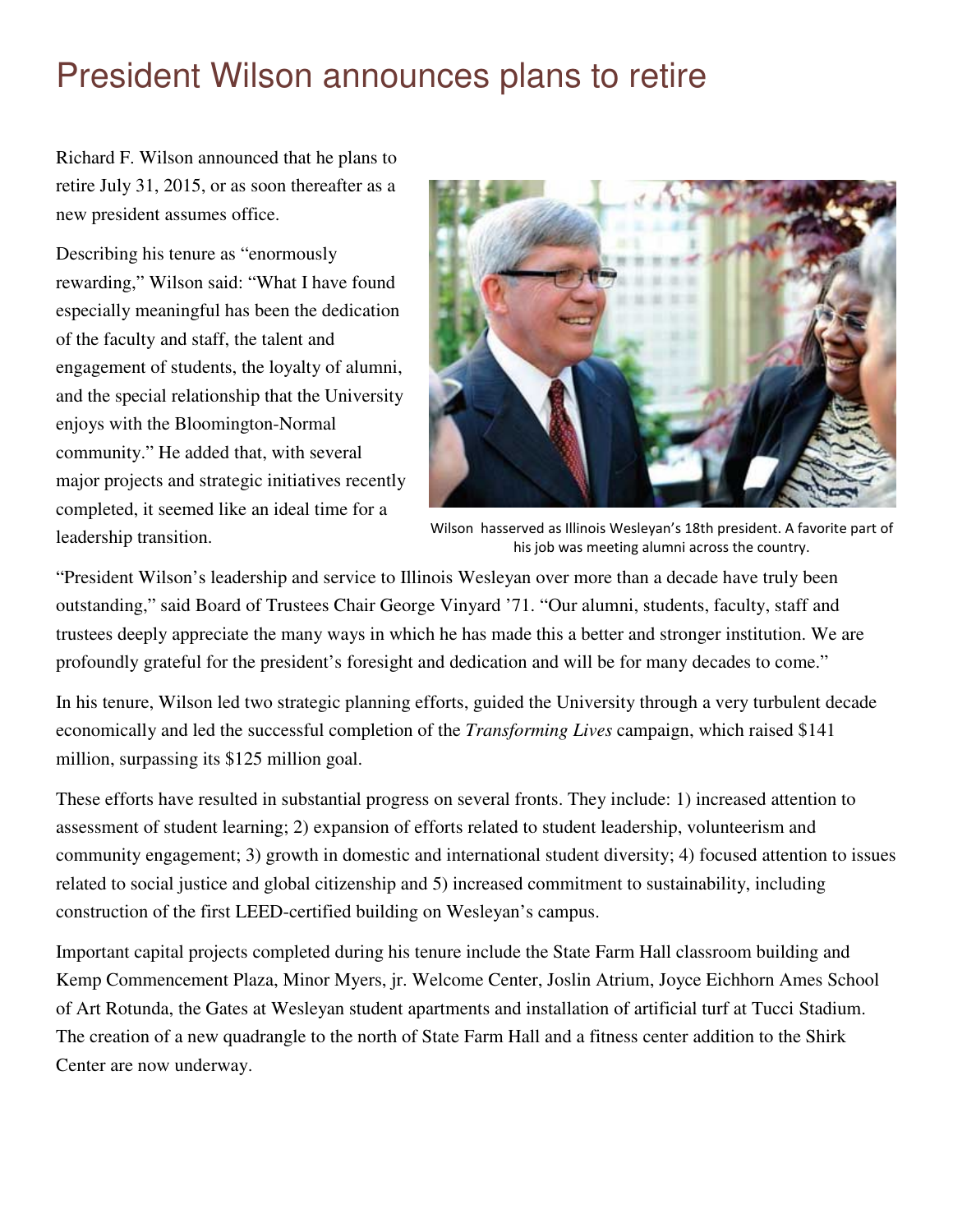# President Wilson announces plans to retire

Richard F. Wilson announced that he plans to retire July 31, 2015, or as soon thereafter as a new president assumes office.

Describing his tenure as "enormously rewarding," Wilson said: "What I have found especially meaningful has been the dedication of the faculty and staff, the talent and engagement of students, the loyalty of alumni, and the special relationship that the University enjoys with the Bloomington-Normal community." He added that, with several major projects and strategic initiatives recently completed, it seemed like an ideal time for a leadership transition.

Wilson hasserved as Illinois Wesleyan's 18th president. A favorite part of his job was meeting alumni across the country.

"President Wilson's leadership and service to Illinois Wesleyan over more than a decade have truly been outstanding," said Board of Trustees Chair George Vinyard '71. "Our alumni, students, faculty, staff and trustees deeply appreciate the many ways in which he has made this a better and stronger institution. We are profoundly grateful for the president's foresight and dedication and will be for many decades to come."

In his tenure, Wilson led two strategic planning efforts, guided the University through a very turbulent decade economically and led the successful completion of the *Transforming Lives* campaign, which raised $141 million, surpassing its $125 million goal.

These efforts have resulted in substantial progress on several fronts. They include: 1) increased attention to assessment of student learning; 2) expansion of efforts related to student leadership, volunteerism and community engagement; 3) growth in domestic and international student diversity; 4) focused attention to issues related to social justice and global citizenship and 5) increased commitment to sustainability, including construction of the first LEED-certified building on Wesleyan's campus.

Important capital projects completed during his tenure include the State Farm Hall classroom building and Kemp Commencement Plaza, Minor Myers, jr. Welcome Center, Joslin Atrium, Joyce Eichhorn Ames School of Art Rotunda, the Gates at Wesleyan student apartments and installation of artificial turf at Tucci Stadium. The creation of a new quadrangle to the north of State Farm Hall and a fitness center addition to the Shirk Center are now underway.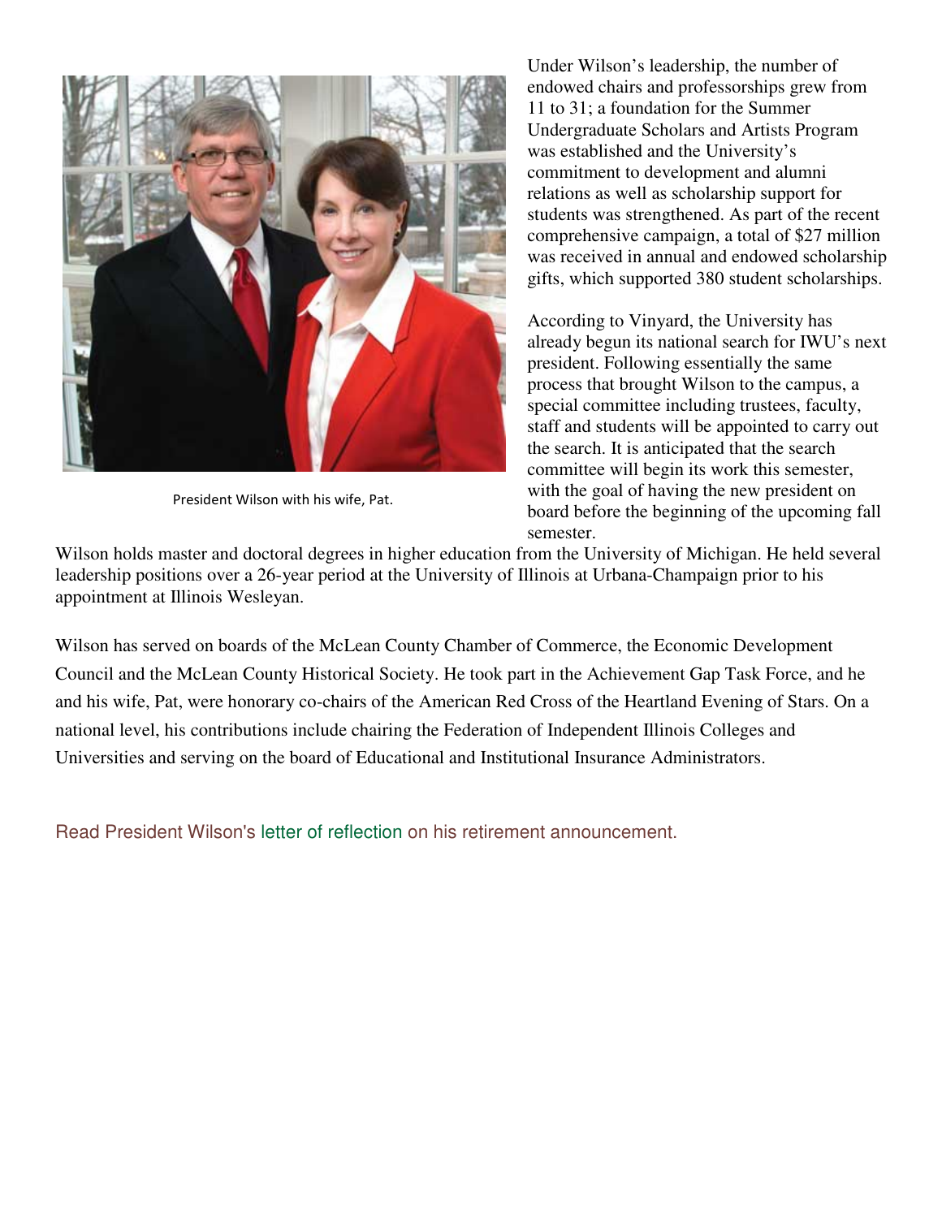President Wilson with his wife, Pat.

Under Wilson's leadership, the number of endowed chairs and professorships grew from 11 to 31; a foundation for the Summer Undergraduate Scholars and Artists Program was established and the University's commitment to development and alumni relations as well as scholarship support for students was strengthened. As part of the recent comprehensive campaign, a total of $27 million was received in annual and endowed scholarship gifts, which supported 380 student scholarships.

According to Vinyard, the University has already begun its national search for IWU's next president. Following essentially the same process that brought Wilson to the campus, a special committee including trustees, faculty, staff and students will be appointed to carry out the search. It is anticipated that the search committee will begin its work this semester, with the goal of having the new president on board before the beginning of the upcoming fall semester.

Wilson holds master and doctoral degrees in higher education from the University of Michigan. He held several leadership positions over a 26-year period at the University of Illinois at Urbana-Champaign prior to his appointment at Illinois Wesleyan.

Wilson has served on boards of the McLean County Chamber of Commerce, the Economic Development Council and the McLean County Historical Society. He took part in the Achievement Gap Task Force, and he and his wife, Pat, were honorary co-chairs of the American Red Cross of the Heartland Evening of Stars. On a national level, his contributions include chairing the Federation of Independent Illinois Colleges and Universities and serving on the board of Educational and Institutional Insurance Administrators.

Read President Wilson's letter of reflection on his retirement announcement.